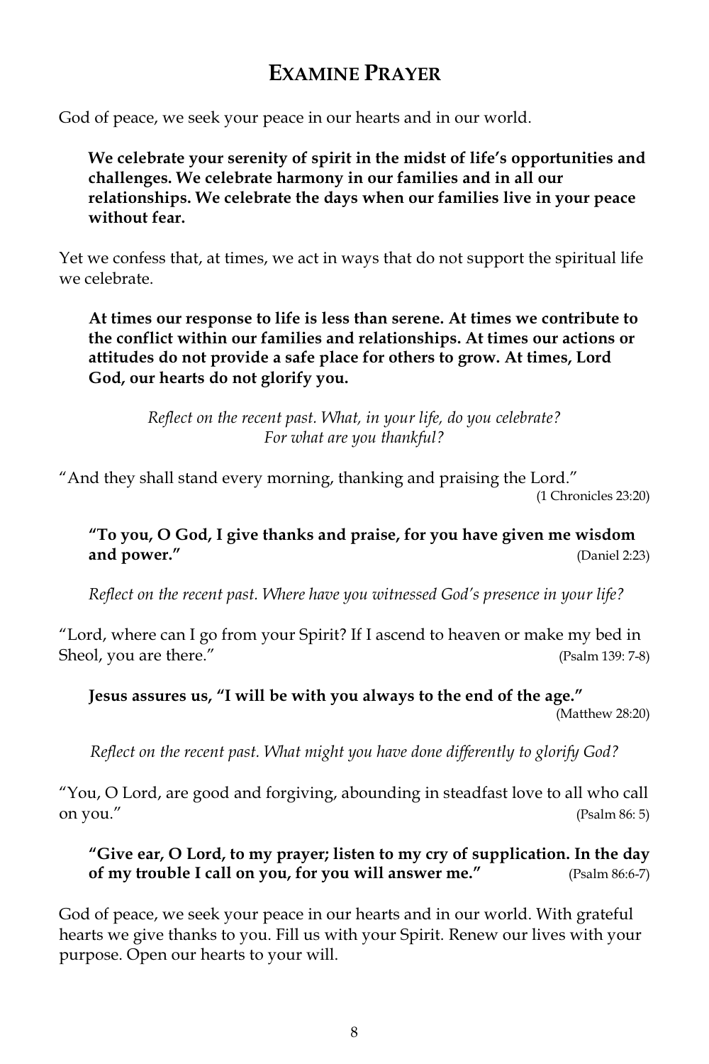# EXAMINE PRAYER

God of peace, we seek your peace in our hearts and in our world.

**We celebrate your serenity of spirit in the midst of life's opportunities and challenges. We celebrate harmony in our families and in all our relationships. We celebrate the days when our families live in your peace without fear.**

Yet we confess that, at times, we act in ways that do not support the spiritual life we celebrate.

**At times our response to life is less than serene. At times we contribute to the conflict within our families and relationships. At times our actions or attitudes do not provide a safe place for others to grow. At times, Lord God, our hearts do not glorify you.**

*Reflect on the recent past. What, in your life, do you celebrate? For what are you thankful?*

"And they shall stand every morning, thanking and praising the Lord." (1 Chronicles 23:20)

**"To you, O God, I give thanks and praise, for you have given me wisdom and power."** (Daniel 2:23)

*Reflect on the recent past. Where have you witnessed God's presence in your life?*

"Lord, where can I go from your Spirit? If I ascend to heaven or make my bed in Sheol, you are there." (Psalm 139: 7-8)

**Jesus assures us, "I will be with you always to the end of the age."** (Matthew 28:20)

*Reflect on the recent past. What might you have done differently to glorify God?*

"You, O Lord, are good and forgiving, abounding in steadfast love to all who call on you." (Psalm 86: 5)

**"Give ear, O Lord, to my prayer; listen to my cry of supplication. In the day of my trouble I call on you, for you will answer me."** (Psalm 86:6-7)

God of peace, we seek your peace in our hearts and in our world. With grateful hearts we give thanks to you. Fill us with your Spirit. Renew our lives with your purpose. Open our hearts to your will.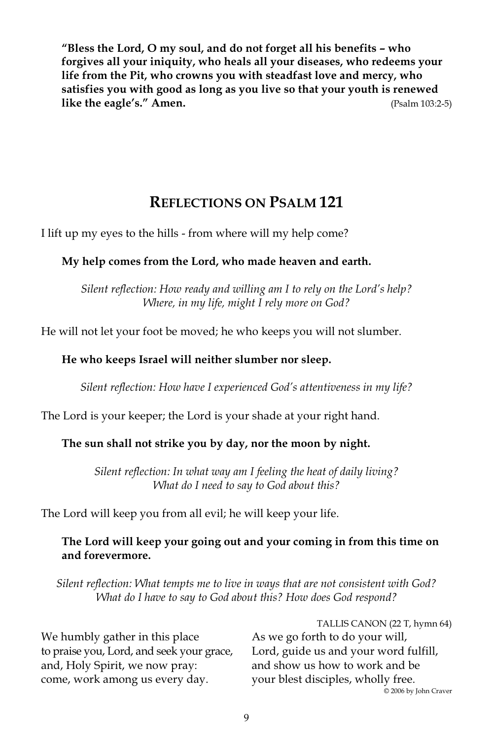**"Bless the Lord, O my soul, and do not forget all his benefits – who forgives all your iniquity, who heals all your diseases, who redeems your life from the Pit, who crowns you with steadfast love and mercy, who satisfies you with good as long as you live so that your youth is renewed like the eagle's." Amen.** (Psalm 103:2-5)

## REFLECTIONS ON PSALM 121

I lift up my eyes to the hills - from where will my help come?

**My help comes from the Lord, who made heaven and earth.**

*Silent reflection: How ready and willing am I to rely on the Lord's help? Where, in my life, might I rely more on God?*

He will not let your foot be moved; he who keeps you will not slumber.

**He who keeps Israel will neither slumber nor sleep.**

*Silent reflection: How have I experienced God's attentiveness in my life?*

The Lord is your keeper; the Lord is your shade at your right hand.

**The sun shall not strike you by day, nor the moon by night.**

*Silent reflection: In what way am I feeling the heat of daily living? What do I need to say to God about this?*

The Lord will keep you from all evil; he will keep your life.

**The Lord will keep your going out and your coming in from this time on and forevermore.**

*Silent reflection: What tempts me to live in ways that are not consistent with God? What do I have to say to God about this? How does God respond?*

TALLIS CANON (22 T, hymn 64)

We humbly gather in this place
to praise you, Lord, and seek your grace,
and, Holy Spirit, we now pray:
come, work among us every day.

As we go forth to do your will,
Lord, guide us and your word fulfill,
and show us how to work and be
your blest disciples, wholly free.

© 2006 by John Craver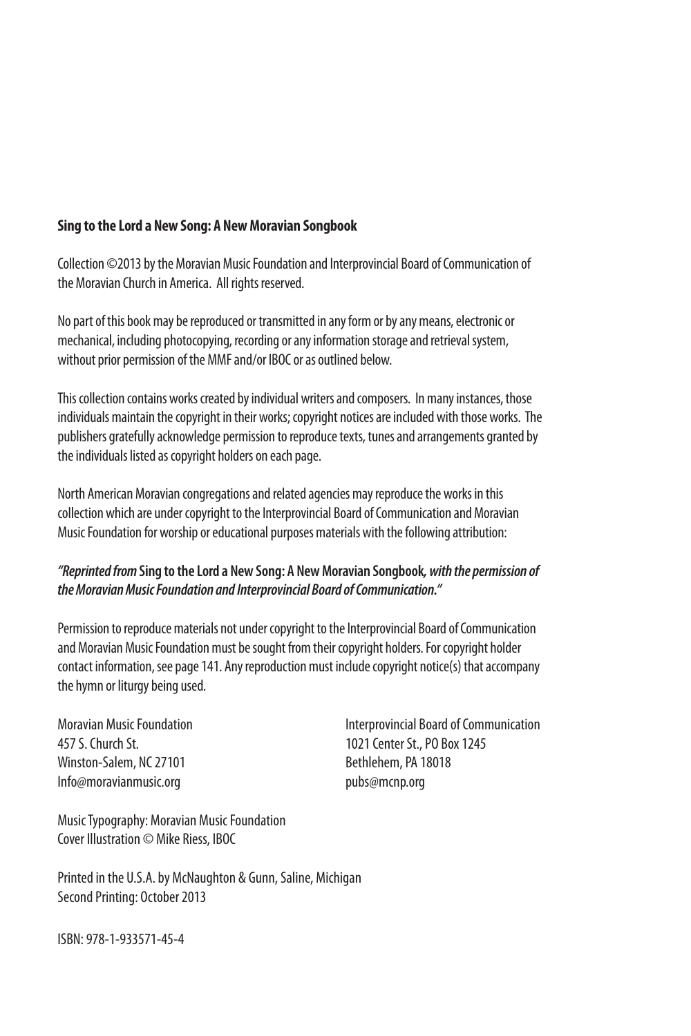**Sing to the Lord a New Song: A New Moravian Songbook**

Collection ©2013 by the Moravian Music Foundation and Interprovincial Board of Communication of the Moravian Church in America. All rights reserved.

No part of this book may be reproduced or transmitted in any form or by any means, electronic or mechanical, including photocopying, recording or any information storage and retrieval system, without prior permission of the MMF and/or IBOC or as outlined below.

This collection contains works created by individual writers and composers. In many instances, those individuals maintain the copyright in their works; copyright notices are included with those works. The publishers gratefully acknowledge permission to reproduce texts, tunes and arrangements granted by the individuals listed as copyright holders on each page.

North American Moravian congregations and related agencies may reproduce the works in this collection which are under copyright to the Interprovincial Board of Communication and Moravian Music Foundation for worship or educational purposes materials with the following attribution:

***"Reprinted from* Sing to the Lord a New Song: A New Moravian Songbook*, with the permission of the Moravian Music Foundation and Interprovincial Board of Communication."***

Permission to reproduce materials not under copyright to the Interprovincial Board of Communication and Moravian Music Foundation must be sought from their copyright holders. For copyright holder contact information, see page 141. Any reproduction must include copyright notice(s) that accompany the hymn or liturgy being used.

Moravian Music Foundation
457 S. Church St.
Winston-Salem, NC 27101
Info@moravianmusic.org

Interprovincial Board of Communication
1021 Center St., PO Box 1245
Bethlehem, PA 18018
pubs@mcnp.org

Music Typography: Moravian Music Foundation
Cover Illustration © Mike Riess, IBOC

Printed in the U.S.A. by McNaughton & Gunn, Saline, Michigan
Second Printing: October 2013

ISBN: 978-1-933571-45-4